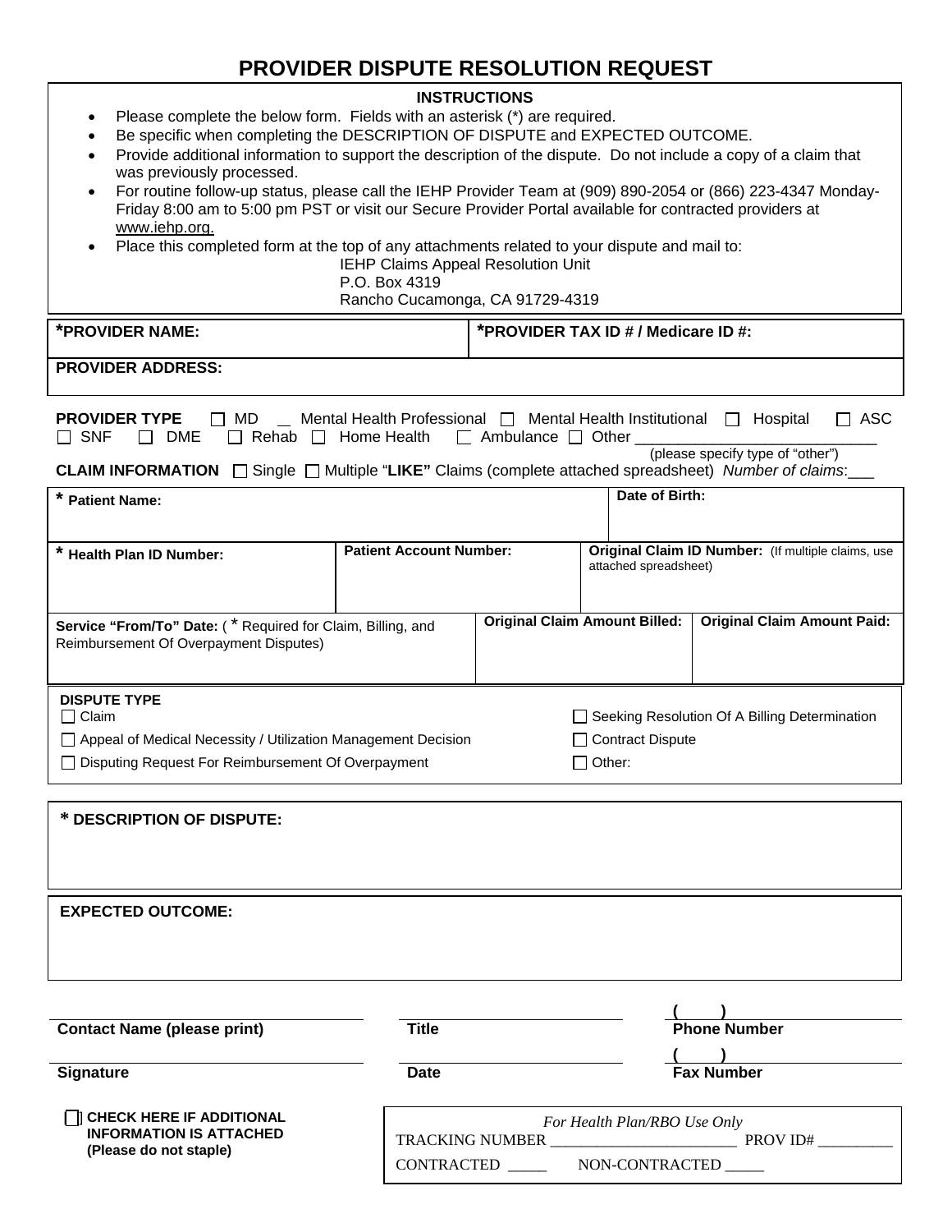# PROVIDER DISPUTE RESOLUTION REQUEST

**INSTRUCTIONS**

- Please complete the below form. Fields with an asterisk (*) are required.
- Be specific when completing the DESCRIPTION OF DISPUTE and EXPECTED OUTCOME.
- Provide additional information to support the description of the dispute. Do not include a copy of a claim that was previously processed.
- For routine follow-up status, please call the IEHP Provider Team at (909) 890-2054 or (866) 223-4347 Monday-Friday 8:00 am to 5:00 pm PST or visit our Secure Provider Portal available for contracted providers at www.iehp.org.
- Place this completed form at the top of any attachments related to your dispute and mail to:

  IEHP Claims Appeal Resolution Unit
  P.O. Box 4319
  Rancho Cucamonga, CA 91729-4319

| **\*PROVIDER NAME:** | **\*PROVIDER TAX ID # / Medicare ID #:** |
|---|---|
| **PROVIDER ADDRESS:** | |

**PROVIDER TYPE** ☐ MD _ Mental Health Professional ☐ Mental Health Institutional ☐ Hospital ☐ ASC ☐ SNF ☐ DME ☐ Rehab ☐ Home Health ☐ Ambulance ☐ Other ___________________________ (please specify type of "other")

**CLAIM INFORMATION** ☐ Single ☐ Multiple "**LIKE**" Claims (complete attached spreadsheet) *Number of claims*:___

| **\* Patient Name:** | | **Date of Birth:** |
|---|---|---|
| **\* Health Plan ID Number:** | **Patient Account Number:** | **Original Claim ID Number:** (If multiple claims, use attached spreadsheet) |
| **Service "From/To" Date:** ( * Required for Claim, Billing, and Reimbursement Of Overpayment Disputes) | **Original Claim Amount Billed:** | **Original Claim Amount Paid:** |

**DISPUTE TYPE**

☐ Claim
☐ Seeking Resolution Of A Billing Determination
☐ Appeal of Medical Necessity / Utilization Management Decision
☐ Contract Dispute
☐ Disputing Request For Reimbursement Of Overpayment
☐ Other:

**\* DESCRIPTION OF DISPUTE:**

**EXPECTED OUTCOME:**

| | | |
|---|---|---|
| **Contact Name (please print)** | **Title** | **Phone Number** ( ) |
| **Signature** | **Date** | **Fax Number** ( ) |

☐ **CHECK HERE IF ADDITIONAL INFORMATION IS ATTACHED (Please do not staple)**

*For Health Plan/RBO Use Only*
TRACKING NUMBER ________________________ PROV ID# _________
CONTRACTED _____ NON-CONTRACTED _____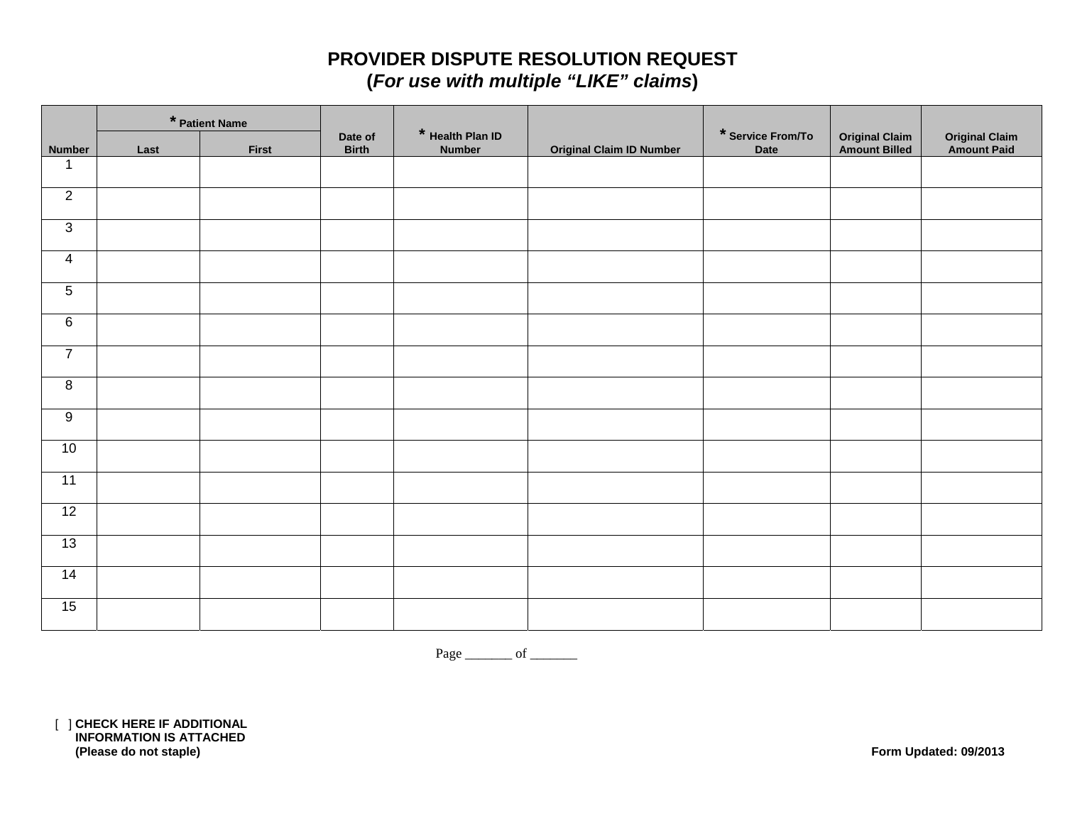# PROVIDER DISPUTE RESOLUTION REQUEST

## (*For use with multiple "LIKE" claims*)

| | * Patient Name | | | | | | | |
|---|---|---|---|---|---|---|---|---|
| Number | Last | First | Date of Birth | * Health Plan ID Number | Original Claim ID Number | * Service From/To Date | Original Claim Amount Billed | Original Claim Amount Paid |
| 1 | | | | | | | | |
| 2 | | | | | | | | |
| 3 | | | | | | | | |
| 4 | | | | | | | | |
| 5 | | | | | | | | |
| 6 | | | | | | | | |
| 7 | | | | | | | | |
| 8 | | | | | | | | |
| 9 | | | | | | | | |
| 10 | | | | | | | | |
| 11 | | | | | | | | |
| 12 | | | | | | | | |
| 13 | | | | | | | | |
| 14 | | | | | | | | |
| 15 | | | | | | | | |

Page _______ of _______

[ ] **CHECK HERE IF ADDITIONAL INFORMATION IS ATTACHED (Please do not staple)**

**Form Updated: 09/2013**